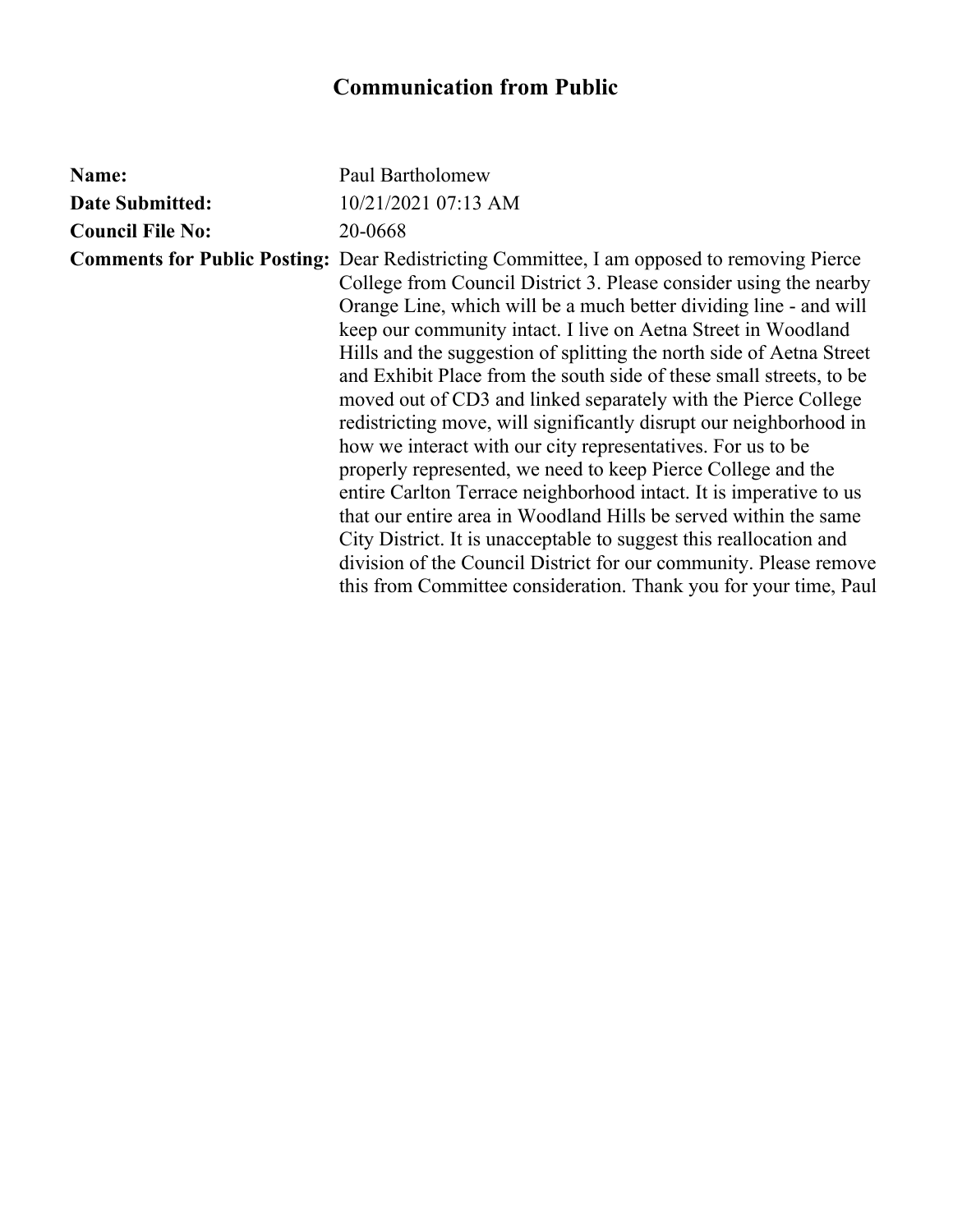# Communication from Public

**Name:** Paul Bartholomew

**Date Submitted:** 10/21/2021 07:13 AM

**Council File No:** 20-0668

**Comments for Public Posting:** Dear Redistricting Committee, I am opposed to removing Pierce College from Council District 3. Please consider using the nearby Orange Line, which will be a much better dividing line - and will keep our community intact. I live on Aetna Street in Woodland Hills and the suggestion of splitting the north side of Aetna Street and Exhibit Place from the south side of these small streets, to be moved out of CD3 and linked separately with the Pierce College redistricting move, will significantly disrupt our neighborhood in how we interact with our city representatives. For us to be properly represented, we need to keep Pierce College and the entire Carlton Terrace neighborhood intact. It is imperative to us that our entire area in Woodland Hills be served within the same City District. It is unacceptable to suggest this reallocation and division of the Council District for our community. Please remove this from Committee consideration. Thank you for your time, Paul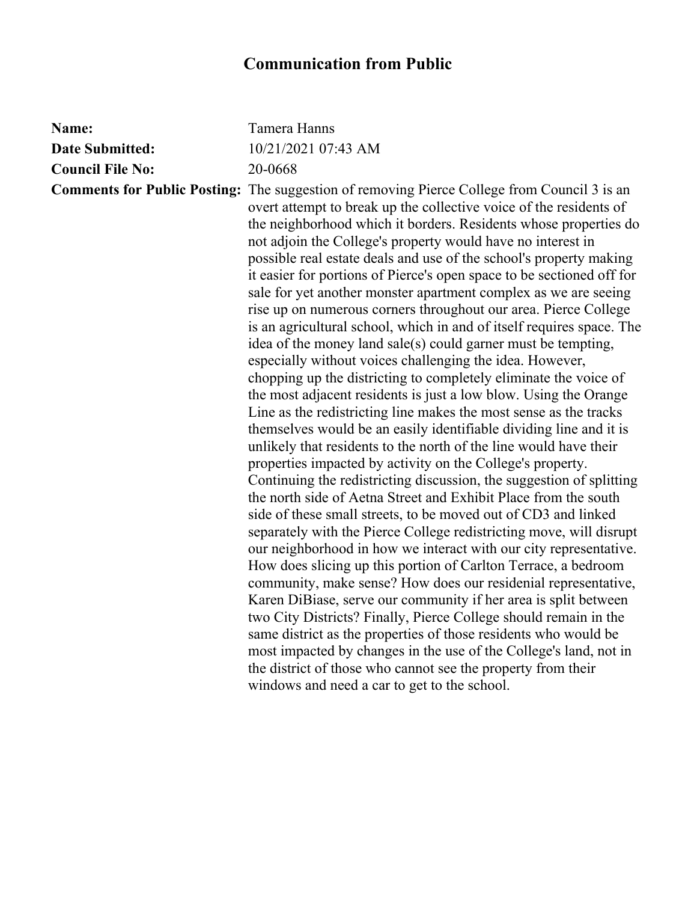# Communication from Public

**Name:** Tamera Hanns

**Date Submitted:** 10/21/2021 07:43 AM

**Council File No:** 20-0668

**Comments for Public Posting:** The suggestion of removing Pierce College from Council 3 is an overt attempt to break up the collective voice of the residents of the neighborhood which it borders. Residents whose properties do not adjoin the College's property would have no interest in possible real estate deals and use of the school's property making it easier for portions of Pierce's open space to be sectioned off for sale for yet another monster apartment complex as we are seeing rise up on numerous corners throughout our area. Pierce College is an agricultural school, which in and of itself requires space. The idea of the money land sale(s) could garner must be tempting, especially without voices challenging the idea. However, chopping up the districting to completely eliminate the voice of the most adjacent residents is just a low blow. Using the Orange Line as the redistricting line makes the most sense as the tracks themselves would be an easily identifiable dividing line and it is unlikely that residents to the north of the line would have their properties impacted by activity on the College's property. Continuing the redistricting discussion, the suggestion of splitting the north side of Aetna Street and Exhibit Place from the south side of these small streets, to be moved out of CD3 and linked separately with the Pierce College redistricting move, will disrupt our neighborhood in how we interact with our city representative. How does slicing up this portion of Carlton Terrace, a bedroom community, make sense? How does our residenial representative, Karen DiBiase, serve our community if her area is split between two City Districts? Finally, Pierce College should remain in the same district as the properties of those residents who would be most impacted by changes in the use of the College's land, not in the district of those who cannot see the property from their windows and need a car to get to the school.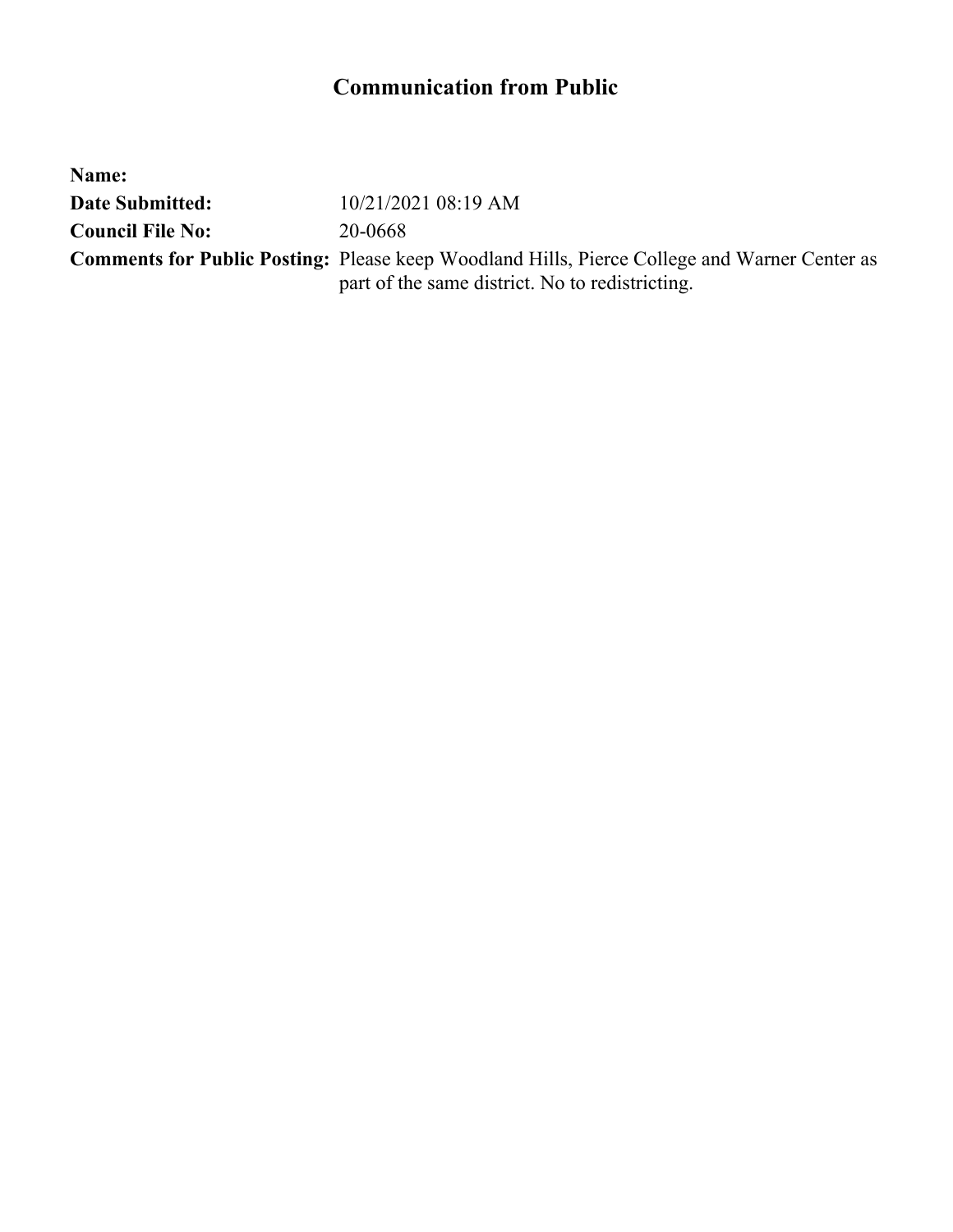# Communication from Public

| | |
|---|---|
| **Name:** | |
| **Date Submitted:** | 10/21/2021 08:19 AM |
| **Council File No:** | 20-0668 |
| **Comments for Public Posting:** | Please keep Woodland Hills, Pierce College and Warner Center as part of the same district. No to redistricting. |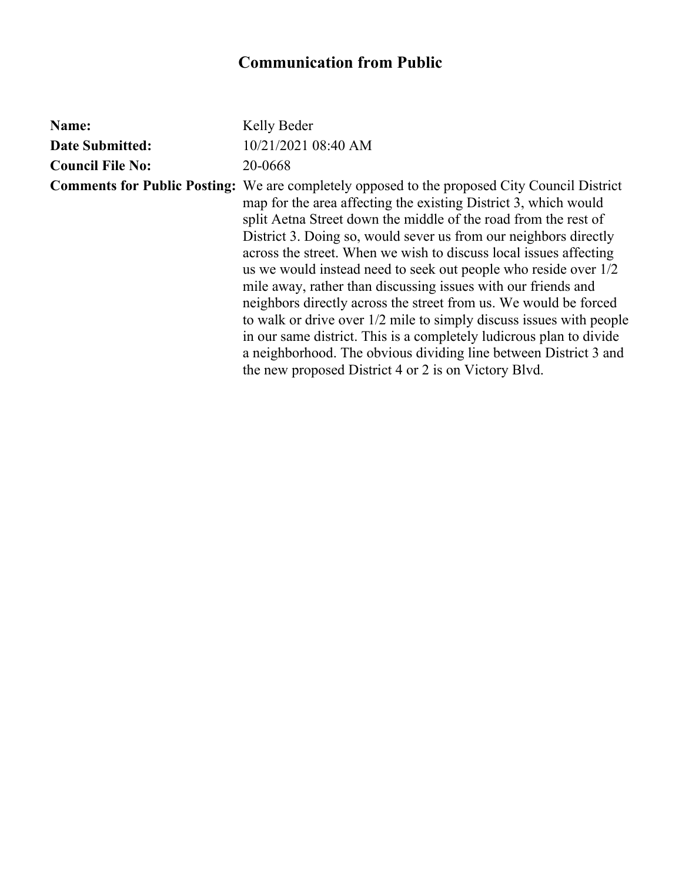# Communication from Public

**Name:** Kelly Beder

**Date Submitted:** 10/21/2021 08:40 AM

**Council File No:** 20-0668

**Comments for Public Posting:** We are completely opposed to the proposed City Council District map for the area affecting the existing District 3, which would split Aetna Street down the middle of the road from the rest of District 3. Doing so, would sever us from our neighbors directly across the street. When we wish to discuss local issues affecting us we would instead need to seek out people who reside over 1/2 mile away, rather than discussing issues with our friends and neighbors directly across the street from us. We would be forced to walk or drive over 1/2 mile to simply discuss issues with people in our same district. This is a completely ludicrous plan to divide a neighborhood. The obvious dividing line between District 3 and the new proposed District 4 or 2 is on Victory Blvd.